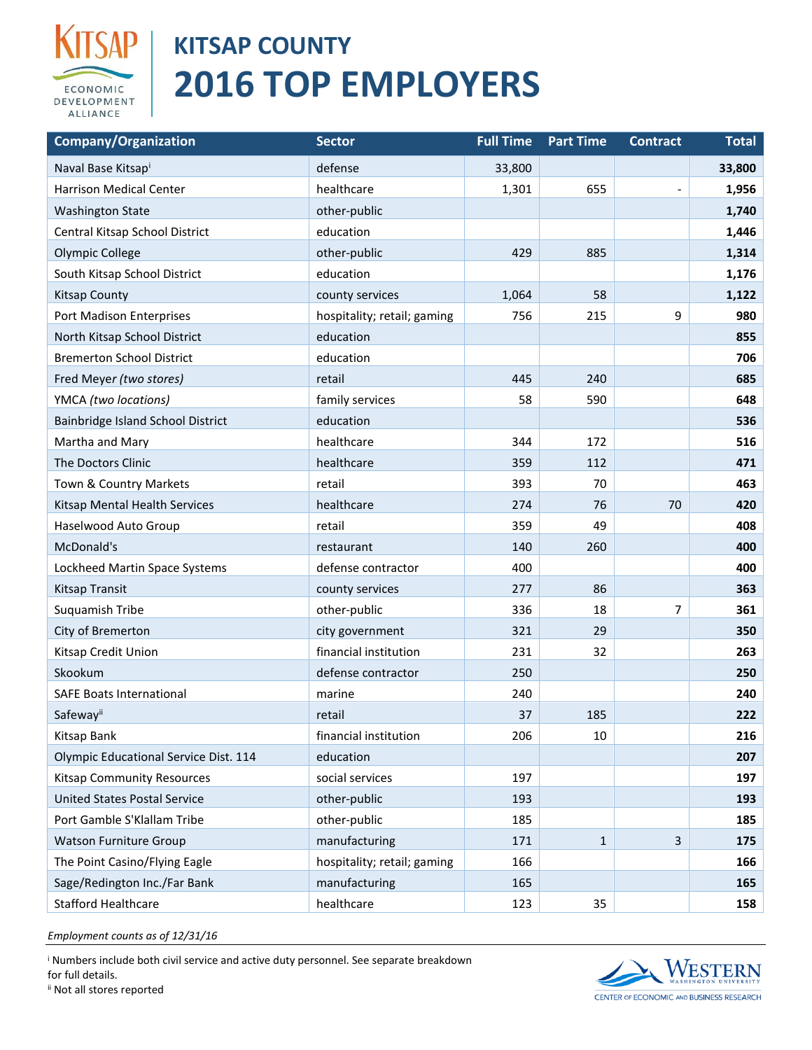# KITSAP COUNTY

# 2016 TOP EMPLOYERS

| Company/Organization | Sector | Full Time | Part Time | Contract | Total |
|---|---|---|---|---|---|
| Naval Base Kitsap[i] | defense | 33,800 | | | **33,800** |
| Harrison Medical Center | healthcare | 1,301 | 655 | - | **1,956** |
| Washington State | other-public | | | | **1,740** |
| Central Kitsap School District | education | | | | **1,446** |
| Olympic College | other-public | 429 | 885 | | **1,314** |
| South Kitsap School District | education | | | | **1,176** |
| Kitsap County | county services | 1,064 | 58 | | **1,122** |
| Port Madison Enterprises | hospitality; retail; gaming | 756 | 215 | 9 | **980** |
| North Kitsap School District | education | | | | **855** |
| Bremerton School District | education | | | | **706** |
| Fred Meyer *(two stores)* | retail | 445 | 240 | | **685** |
| YMCA *(two locations)* | family services | 58 | 590 | | **648** |
| Bainbridge Island School District | education | | | | **536** |
| Martha and Mary | healthcare | 344 | 172 | | **516** |
| The Doctors Clinic | healthcare | 359 | 112 | | **471** |
| Town & Country Markets | retail | 393 | 70 | | **463** |
| Kitsap Mental Health Services | healthcare | 274 | 76 | 70 | **420** |
| Haselwood Auto Group | retail | 359 | 49 | | **408** |
| McDonald's | restaurant | 140 | 260 | | **400** |
| Lockheed Martin Space Systems | defense contractor | 400 | | | **400** |
| Kitsap Transit | county services | 277 | 86 | | **363** |
| Suquamish Tribe | other-public | 336 | 18 | 7 | **361** |
| City of Bremerton | city government | 321 | 29 | | **350** |
| Kitsap Credit Union | financial institution | 231 | 32 | | **263** |
| Skookum | defense contractor | 250 | | | **250** |
| SAFE Boats International | marine | 240 | | | **240** |
| Safeway[ii] | retail | 37 | 185 | | **222** |
| Kitsap Bank | financial institution | 206 | 10 | | **216** |
| Olympic Educational Service Dist. 114 | education | | | | **207** |
| Kitsap Community Resources | social services | 197 | | | **197** |
| United States Postal Service | other-public | 193 | | | **193** |
| Port Gamble S'Klallam Tribe | other-public | 185 | | | **185** |
| Watson Furniture Group | manufacturing | 171 | 1 | 3 | **175** |
| The Point Casino/Flying Eagle | hospitality; retail; gaming | 166 | | | **166** |
| Sage/Redington Inc./Far Bank | manufacturing | 165 | | | **165** |
| Stafford Healthcare | healthcare | 123 | 35 | | **158** |

*Employment counts as of 12/31/16*

[i] Numbers include both civil service and active duty personnel. See separate breakdown for full details.

[ii] Not all stores reported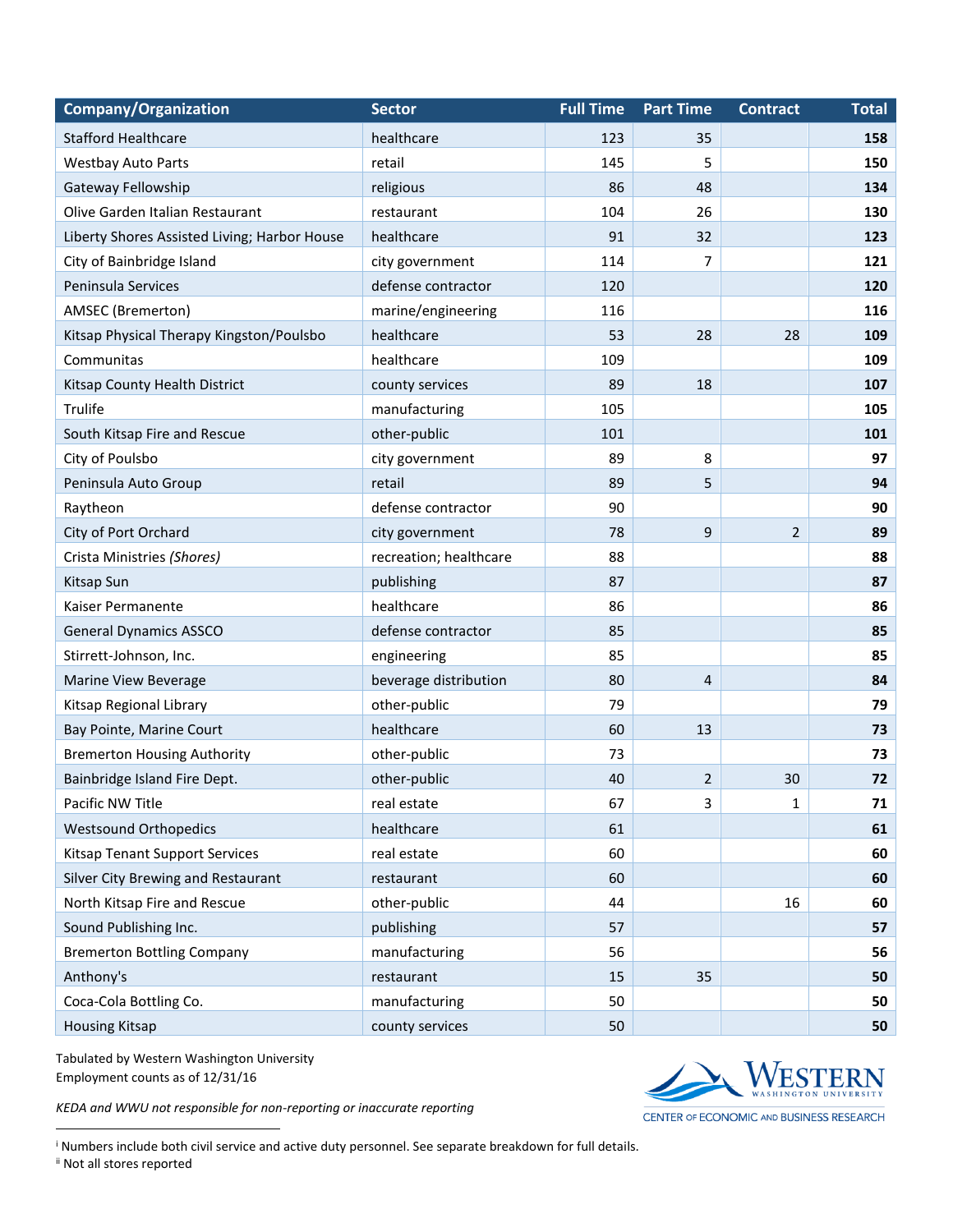| Company/Organization | Sector | Full Time | Part Time | Contract | Total |
|---|---|---|---|---|---|
| Stafford Healthcare | healthcare | 123 | 35 | | **158** |
| Westbay Auto Parts | retail | 145 | 5 | | **150** |
| Gateway Fellowship | religious | 86 | 48 | | **134** |
| Olive Garden Italian Restaurant | restaurant | 104 | 26 | | **130** |
| Liberty Shores Assisted Living; Harbor House | healthcare | 91 | 32 | | **123** |
| City of Bainbridge Island | city government | 114 | 7 | | **121** |
| Peninsula Services | defense contractor | 120 | | | **120** |
| AMSEC (Bremerton) | marine/engineering | 116 | | | **116** |
| Kitsap Physical Therapy Kingston/Poulsbo | healthcare | 53 | 28 | 28 | **109** |
| Communitas | healthcare | 109 | | | **109** |
| Kitsap County Health District | county services | 89 | 18 | | **107** |
| Trulife | manufacturing | 105 | | | **105** |
| South Kitsap Fire and Rescue | other-public | 101 | | | **101** |
| City of Poulsbo | city government | 89 | 8 | | **97** |
| Peninsula Auto Group | retail | 89 | 5 | | **94** |
| Raytheon | defense contractor | 90 | | | **90** |
| City of Port Orchard | city government | 78 | 9 | 2 | **89** |
| Crista Ministries *(Shores)* | recreation; healthcare | 88 | | | **88** |
| Kitsap Sun | publishing | 87 | | | **87** |
| Kaiser Permanente | healthcare | 86 | | | **86** |
| General Dynamics ASSCO | defense contractor | 85 | | | **85** |
| Stirrett-Johnson, Inc. | engineering | 85 | | | **85** |
| Marine View Beverage | beverage distribution | 80 | 4 | | **84** |
| Kitsap Regional Library | other-public | 79 | | | **79** |
| Bay Pointe, Marine Court | healthcare | 60 | 13 | | **73** |
| Bremerton Housing Authority | other-public | 73 | | | **73** |
| Bainbridge Island Fire Dept. | other-public | 40 | 2 | 30 | **72** |
| Pacific NW Title | real estate | 67 | 3 | 1 | **71** |
| Westsound Orthopedics | healthcare | 61 | | | **61** |
| Kitsap Tenant Support Services | real estate | 60 | | | **60** |
| Silver City Brewing and Restaurant | restaurant | 60 | | | **60** |
| North Kitsap Fire and Rescue | other-public | 44 | | 16 | **60** |
| Sound Publishing Inc. | publishing | 57 | | | **57** |
| Bremerton Bottling Company | manufacturing | 56 | | | **56** |
| Anthony's | restaurant | 15 | 35 | | **50** |
| Coca-Cola Bottling Co. | manufacturing | 50 | | | **50** |
| Housing Kitsap | county services | 50 | | | **50** |

Tabulated by Western Washington University
Employment counts as of 12/31/16

*KEDA and WWU not responsible for non-reporting or inaccurate reporting*

WESTERN WASHINGTON UNIVERSITY
CENTER OF ECONOMIC AND BUSINESS RESEARCH

---

[i] Numbers include both civil service and active duty personnel. See separate breakdown for full details.
[ii] Not all stores reported